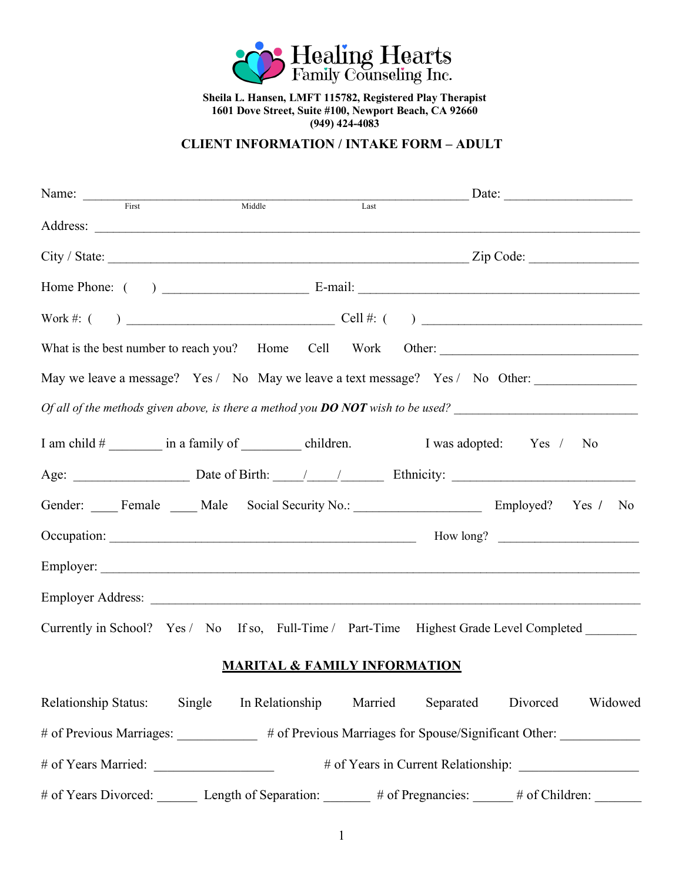**Healing Hearts**
**Family Counseling Inc.**

**Sheila L. Hansen, LMFT 115782, Registered Play Therapist**
**1601 Dove Street, Suite #100, Newport Beach, CA 92660**
**(949) 424-4083**

## CLIENT INFORMATION / INTAKE FORM – ADULT

Name: ________________________________________________ Date: ________________
First Middle Last

Address: ______________________________________________________________________

City / State: ____________________________________________ Zip Code: ______________

Home Phone: ( ) ____________________ E-mail: ___________________________________

Work #: ( ) ___________________________ Cell #: ( ) ______________________________

What is the best number to reach you? Home Cell Work Other: __________________________

May we leave a message? Yes / No May we leave a text message? Yes / No Other: ____________

*Of all of the methods given above, is there a method you* ***DO NOT*** *wish to be used?* ______________________

I am child # _______ in a family of ________ children. I was adopted: Yes / No

Age: ________________ Date of Birth: ____/____/______ Ethnicity: _______________________

Gender: ____ Female ____ Male Social Security No.: __________________ Employed? Yes / No

Occupation: _________________________________________ How long? ___________________

Employer: _____________________________________________________________________

Employer Address: ______________________________________________________________

Currently in School? Yes / No If so, Full-Time / Part-Time Highest Grade Level Completed _______

## MARITAL & FAMILY INFORMATION

Relationship Status: Single In Relationship Married Separated Divorced Widowed

\# of Previous Marriages: ___________ # of Previous Marriages for Spouse/Significant Other: ___________

\# of Years Married: ________________ # of Years in Current Relationship: ________________

\# of Years Divorced: ______ Length of Separation: _______ # of Pregnancies: ______ # of Children: _______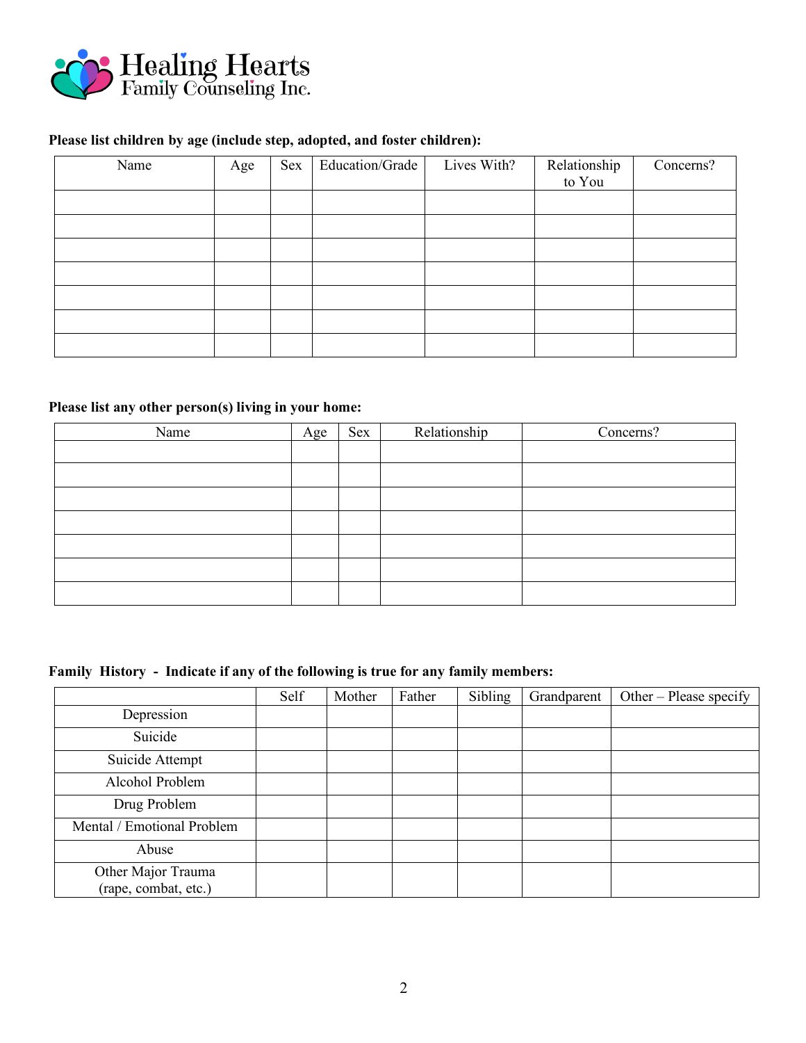**Healing Hearts**
Family Counseling Inc.

**Please list children by age (include step, adopted, and foster children):**

| Name | Age | Sex | Education/Grade | Lives With? | Relationship to You | Concerns? |
|---|---|---|---|---|---|---|
| | | | | | | |
| | | | | | | |
| | | | | | | |
| | | | | | | |
| | | | | | | |
| | | | | | | |
| | | | | | | |

**Please list any other person(s) living in your home:**

| Name | Age | Sex | Relationship | Concerns? |
|---|---|---|---|---|
| | | | | |
| | | | | |
| | | | | |
| | | | | |
| | | | | |
| | | | | |
| | | | | |

**Family History - Indicate if any of the following is true for any family members:**

| | Self | Mother | Father | Sibling | Grandparent | Other – Please specify |
|---|---|---|---|---|---|---|
| Depression | | | | | | |
| Suicide | | | | | | |
| Suicide Attempt | | | | | | |
| Alcohol Problem | | | | | | |
| Drug Problem | | | | | | |
| Mental / Emotional Problem | | | | | | |
| Abuse | | | | | | |
| Other Major Trauma (rape, combat, etc.) | | | | | | |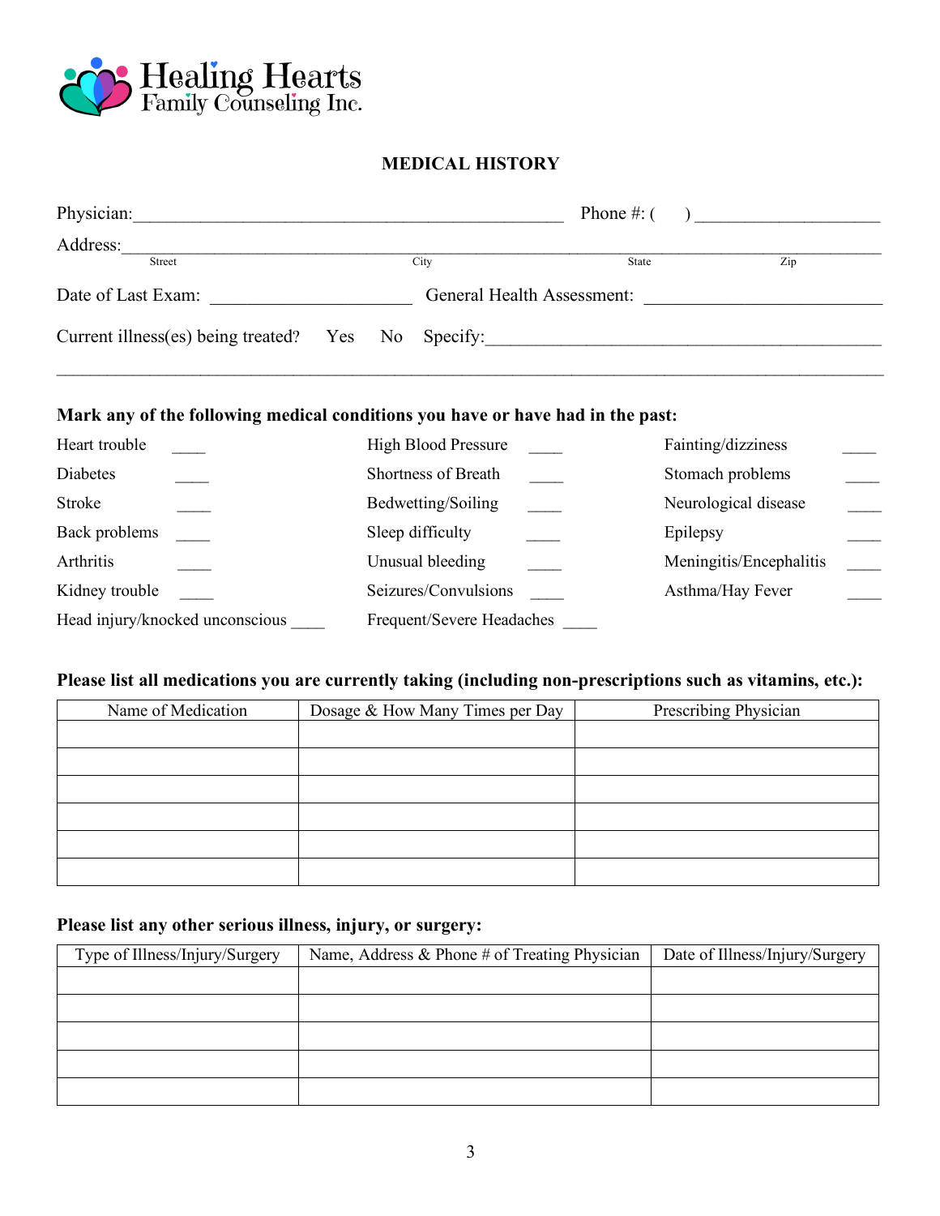Healing Hearts Family Counseling Inc.

## MEDICAL HISTORY

Physician:_______________________________________________ Phone #: (     ) ____________________

Address:_________________________________________________________________________________
Street                                   City                                   State                    Zip

Date of Last Exam: ______________________ General Health Assessment: __________________________

Current illness(es) being treated?   Yes   No   Specify:_________________________________________

_____________________________________________________________________________________

**Mark any of the following medical conditions you have or have had in the past:**

Heart trouble ____ 
Diabetes ____ 
Stroke ____ 
Back problems ____ 
Arthritis ____ 
Kidney trouble ____ 
Head injury/knocked unconscious ____ 
High Blood Pressure ____ 
Shortness of Breath ____ 
Bedwetting/Soiling ____ 
Sleep difficulty ____ 
Unusual bleeding ____ 
Seizures/Convulsions ____ 
Frequent/Severe Headaches ____ 
Fainting/dizziness ____ 
Stomach problems ____ 
Neurological disease ____ 
Epilepsy ____ 
Meningitis/Encephalitis ____ 
Asthma/Hay Fever ____

**Please list all medications you are currently taking (including non-prescriptions such as vitamins, etc.):**

| Name of Medication | Dosage & How Many Times per Day | Prescribing Physician |
|---|---|---|
| | | |
| | | |
| | | |
| | | |
| | | |
| | | |

**Please list any other serious illness, injury, or surgery:**

| Type of Illness/Injury/Surgery | Name, Address & Phone # of Treating Physician | Date of Illness/Injury/Surgery |
|---|---|---|
| | | |
| | | |
| | | |
| | | |
| | | |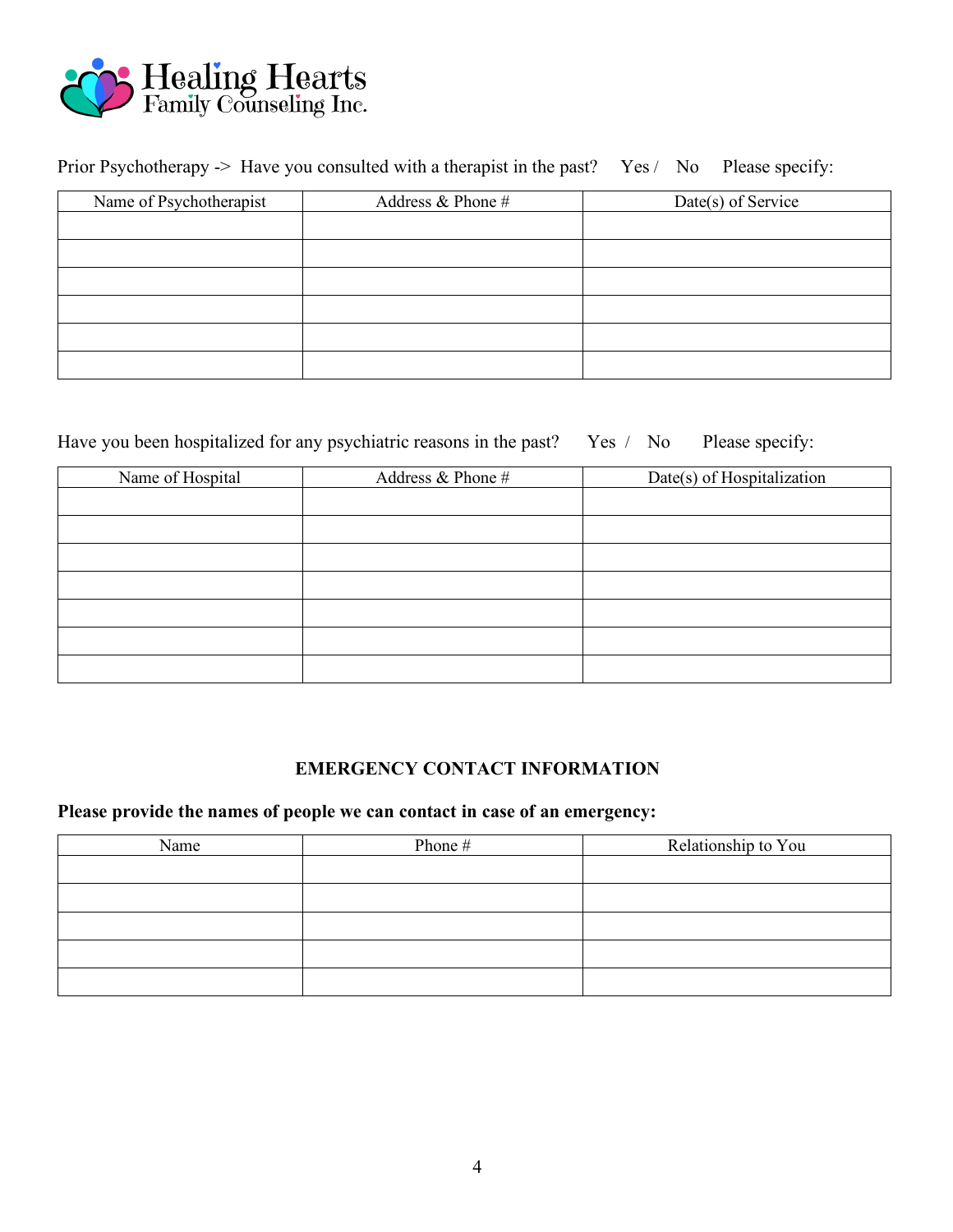Prior Psychotherapy -> Have you consulted with a therapist in the past? Yes / No Please specify:

| Name of Psychotherapist | Address & Phone # | Date(s) of Service |
|---|---|---|
| | | |
| | | |
| | | |
| | | |
| | | |
| | | |

Have you been hospitalized for any psychiatric reasons in the past? Yes / No Please specify:

| Name of Hospital | Address & Phone # | Date(s) of Hospitalization |
|---|---|---|
| | | |
| | | |
| | | |
| | | |
| | | |
| | | |
| | | |

## EMERGENCY CONTACT INFORMATION

**Please provide the names of people we can contact in case of an emergency:**

| Name | Phone # | Relationship to You |
|---|---|---|
| | | |
| | | |
| | | |
| | | |
| | | |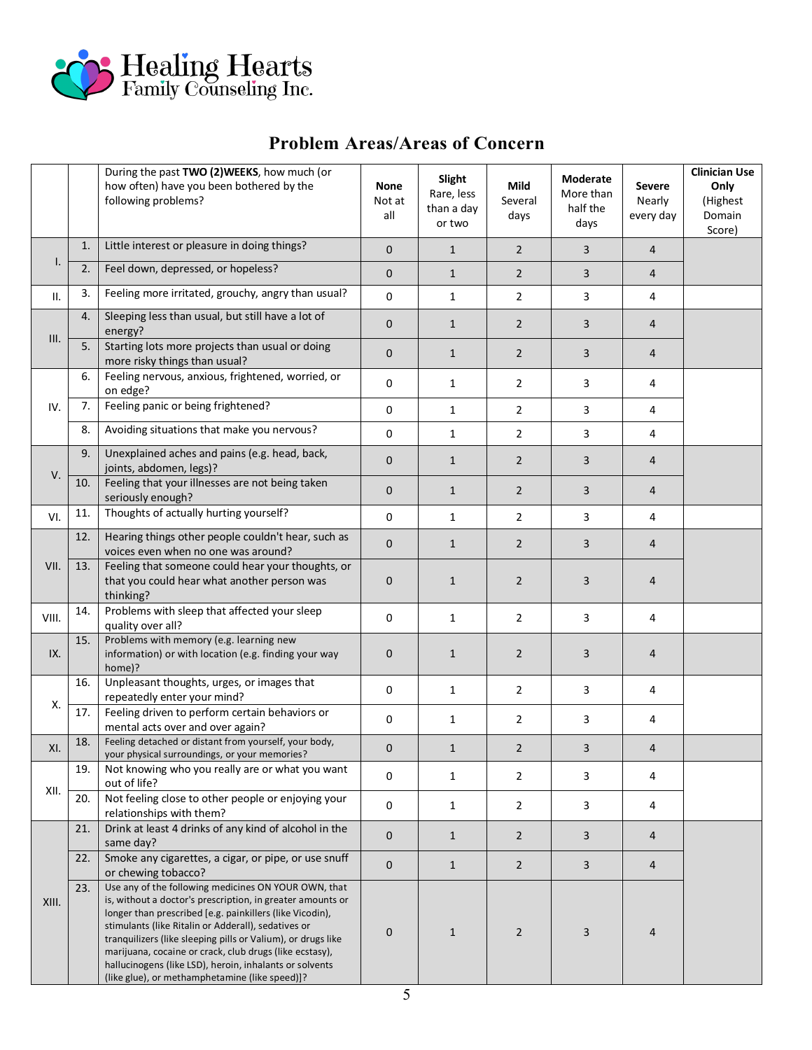Healing Hearts Family Counseling Inc.

## Problem Areas/Areas of Concern

| | | During the past **TWO (2)WEEKS**, how much (or how often) have you been bothered by the following problems? | **None** Not at all | **Slight** Rare, less than a day or two | **Mild** Several days | **Moderate** More than half the days | **Severe** Nearly every day | **Clinician Use Only** (Highest Domain Score) |
|---|---|---|---|---|---|---|---|---|
| I. | 1. | Little interest or pleasure in doing things? | 0 | 1 | 2 | 3 | 4 | |
| | 2. | Feel down, depressed, or hopeless? | 0 | 1 | 2 | 3 | 4 | |
| II. | 3. | Feeling more irritated, grouchy, angry than usual? | 0 | 1 | 2 | 3 | 4 | |
| III. | 4. | Sleeping less than usual, but still have a lot of energy? | 0 | 1 | 2 | 3 | 4 | |
| | 5. | Starting lots more projects than usual or doing more risky things than usual? | 0 | 1 | 2 | 3 | 4 | |
| IV. | 6. | Feeling nervous, anxious, frightened, worried, or on edge? | 0 | 1 | 2 | 3 | 4 | |
| | 7. | Feeling panic or being frightened? | 0 | 1 | 2 | 3 | 4 | |
| | 8. | Avoiding situations that make you nervous? | 0 | 1 | 2 | 3 | 4 | |
| V. | 9. | Unexplained aches and pains (e.g. head, back, joints, abdomen, legs)? | 0 | 1 | 2 | 3 | 4 | |
| | 10. | Feeling that your illnesses are not being taken seriously enough? | 0 | 1 | 2 | 3 | 4 | |
| VI. | 11. | Thoughts of actually hurting yourself? | 0 | 1 | 2 | 3 | 4 | |
| VII. | 12. | Hearing things other people couldn't hear, such as voices even when no one was around? | 0 | 1 | 2 | 3 | 4 | |
| | 13. | Feeling that someone could hear your thoughts, or that you could hear what another person was thinking? | 0 | 1 | 2 | 3 | 4 | |
| VIII. | 14. | Problems with sleep that affected your sleep quality over all? | 0 | 1 | 2 | 3 | 4 | |
| IX. | 15. | Problems with memory (e.g. learning new information) or with location (e.g. finding your way home)? | 0 | 1 | 2 | 3 | 4 | |
| X. | 16. | Unpleasant thoughts, urges, or images that repeatedly enter your mind? | 0 | 1 | 2 | 3 | 4 | |
| | 17. | Feeling driven to perform certain behaviors or mental acts over and over again? | 0 | 1 | 2 | 3 | 4 | |
| XI. | 18. | Feeling detached or distant from yourself, your body, your physical surroundings, or your memories? | 0 | 1 | 2 | 3 | 4 | |
| XII. | 19. | Not knowing who you really are or what you want out of life? | 0 | 1 | 2 | 3 | 4 | |
| | 20. | Not feeling close to other people or enjoying your relationships with them? | 0 | 1 | 2 | 3 | 4 | |
| XIII. | 21. | Drink at least 4 drinks of any kind of alcohol in the same day? | 0 | 1 | 2 | 3 | 4 | |
| | 22. | Smoke any cigarettes, a cigar, or pipe, or use snuff or chewing tobacco? | 0 | 1 | 2 | 3 | 4 | |
| | 23. | Use any of the following medicines ON YOUR OWN, that is, without a doctor's prescription, in greater amounts or longer than prescribed [e.g. painkillers (like Vicodin), stimulants (like Ritalin or Adderall), sedatives or tranquilizers (like sleeping pills or Valium), or drugs like marijuana, cocaine or crack, club drugs (like ecstasy), hallucinogens (like LSD), heroin, inhalants or solvents (like glue), or methamphetamine (like speed)]? | 0 | 1 | 2 | 3 | 4 | |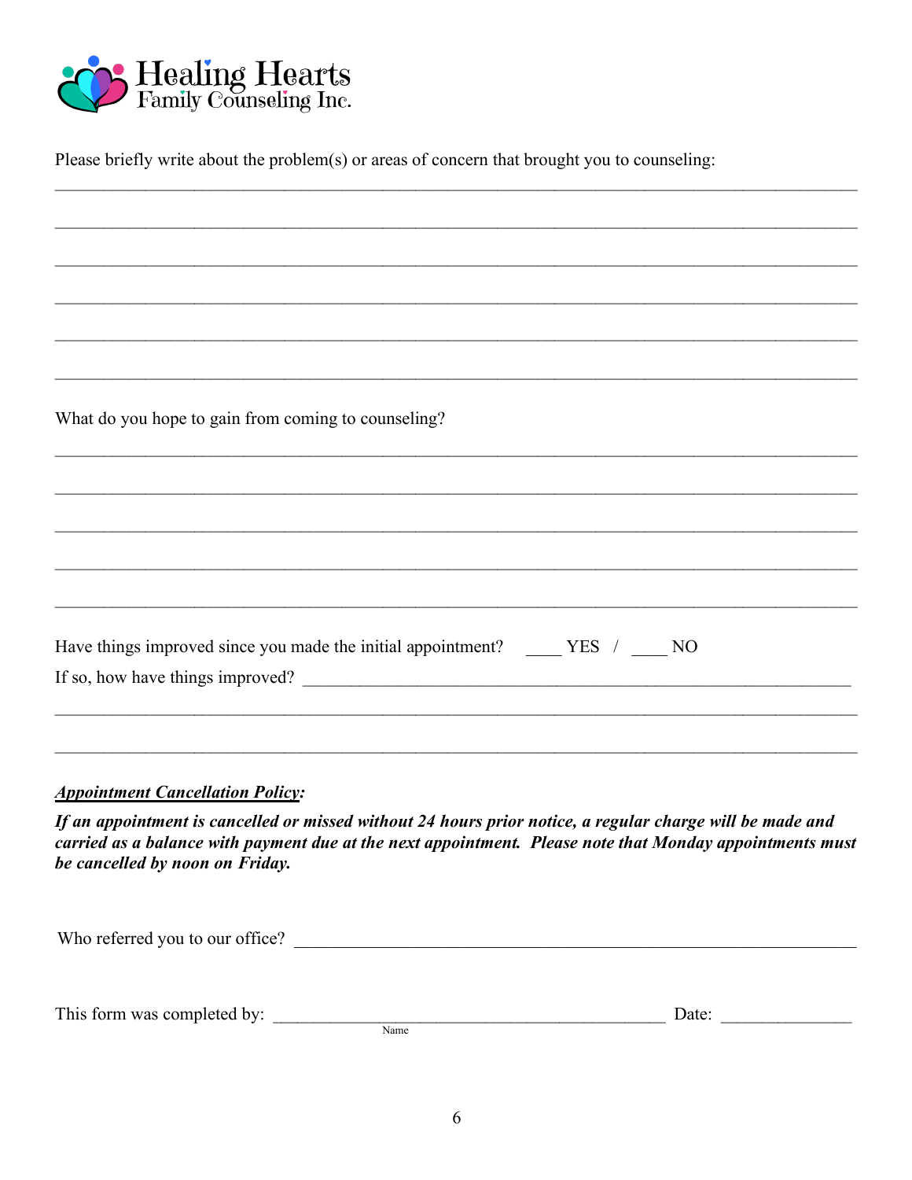Healing Hearts
Family Counseling Inc.

Please briefly write about the problem(s) or areas of concern that brought you to counseling:

______________________________________________________________________________

______________________________________________________________________________

______________________________________________________________________________

______________________________________________________________________________

______________________________________________________________________________

______________________________________________________________________________

What do you hope to gain from coming to counseling?

______________________________________________________________________________

______________________________________________________________________________

______________________________________________________________________________

______________________________________________________________________________

______________________________________________________________________________

Have things improved since you made the initial appointment? ____ YES / ____ NO

If so, how have things improved? ______________________________________________

______________________________________________________________________________

______________________________________________________________________________

***Appointment Cancellation Policy:***

***If an appointment is cancelled or missed without 24 hours prior notice, a regular charge will be made and carried as a balance with payment due at the next appointment. Please note that Monday appointments must be cancelled by noon on Friday.***

Who referred you to our office? ______________________________________________

This form was completed by: ______________________________________ Date: ______________
Name